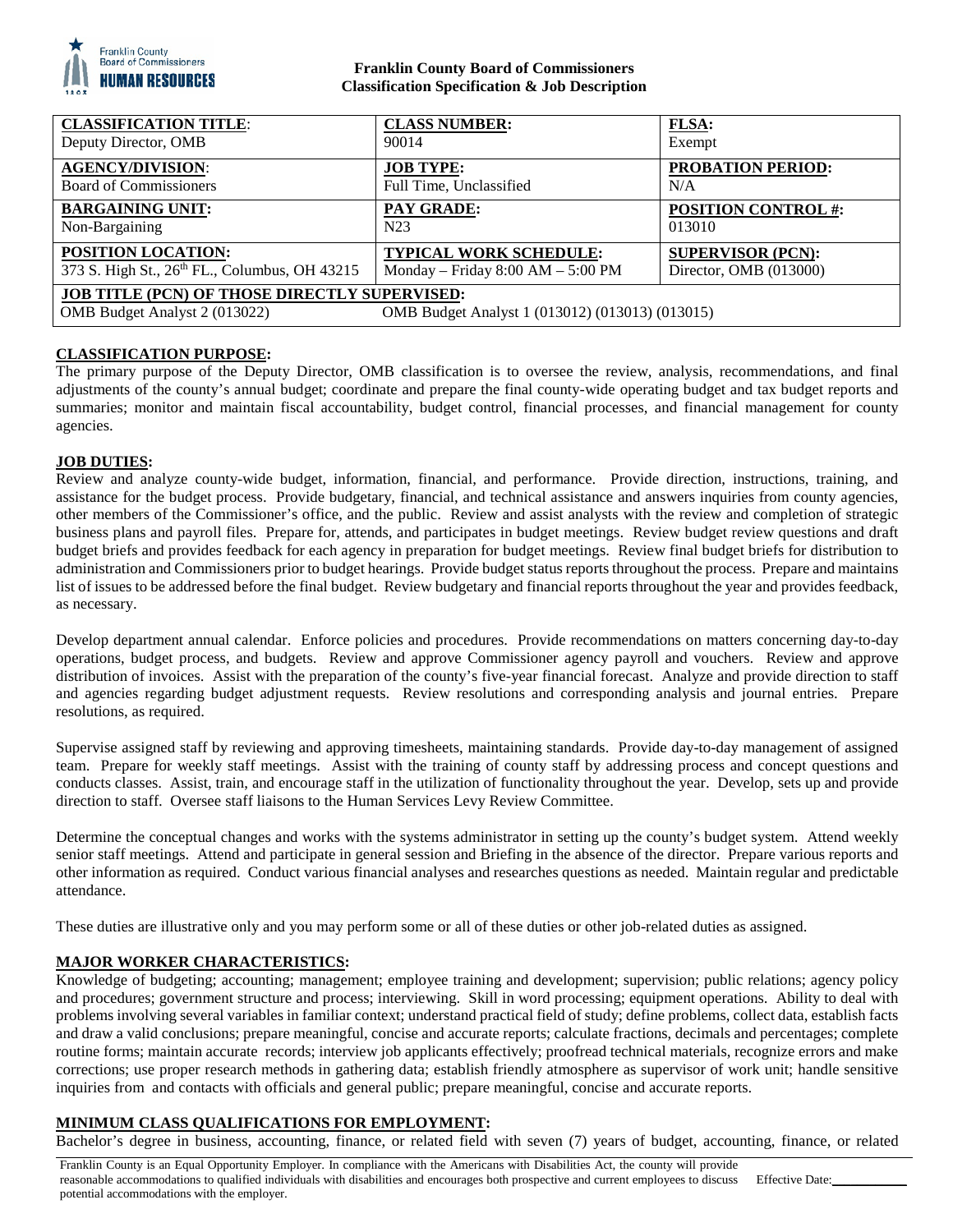**Franklin County Board of Commissioners**
**Classification Specification & Job Description**

| **CLASSIFICATION TITLE**: | **CLASS NUMBER:** | **FLSA:** |
|---|---|---|
| Deputy Director, OMB | 90014 | Exempt |
| **AGENCY/DIVISION**: | **JOB TYPE:** | **PROBATION PERIOD:** |
| Board of Commissioners | Full Time, Unclassified | N/A |
| **BARGAINING UNIT:** | **PAY GRADE:** | **POSITION CONTROL #:** |
| Non-Bargaining | N23 | 013010 |
| **POSITION LOCATION:** | **TYPICAL WORK SCHEDULE:** | **SUPERVISOR (PCN):** |
| 373 S. High St., 26th FL., Columbus, OH 43215 | Monday – Friday 8:00 AM – 5:00 PM | Director, OMB (013000) |
| **JOB TITLE (PCN) OF THOSE DIRECTLY SUPERVISED:** | | |
| OMB Budget Analyst 2 (013022) | OMB Budget Analyst 1 (013012) (013013) (013015) | |

## CLASSIFICATION PURPOSE:

The primary purpose of the Deputy Director, OMB classification is to oversee the review, analysis, recommendations, and final adjustments of the county's annual budget; coordinate and prepare the final county-wide operating budget and tax budget reports and summaries; monitor and maintain fiscal accountability, budget control, financial processes, and financial management for county agencies.

## JOB DUTIES:

Review and analyze county-wide budget, information, financial, and performance. Provide direction, instructions, training, and assistance for the budget process. Provide budgetary, financial, and technical assistance and answers inquiries from county agencies, other members of the Commissioner's office, and the public. Review and assist analysts with the review and completion of strategic business plans and payroll files. Prepare for, attends, and participates in budget meetings. Review budget review questions and draft budget briefs and provides feedback for each agency in preparation for budget meetings. Review final budget briefs for distribution to administration and Commissioners prior to budget hearings. Provide budget status reports throughout the process. Prepare and maintains list of issues to be addressed before the final budget. Review budgetary and financial reports throughout the year and provides feedback, as necessary.

Develop department annual calendar. Enforce policies and procedures. Provide recommendations on matters concerning day-to-day operations, budget process, and budgets. Review and approve Commissioner agency payroll and vouchers. Review and approve distribution of invoices. Assist with the preparation of the county's five-year financial forecast. Analyze and provide direction to staff and agencies regarding budget adjustment requests. Review resolutions and corresponding analysis and journal entries. Prepare resolutions, as required.

Supervise assigned staff by reviewing and approving timesheets, maintaining standards. Provide day-to-day management of assigned team. Prepare for weekly staff meetings. Assist with the training of county staff by addressing process and concept questions and conducts classes. Assist, train, and encourage staff in the utilization of functionality throughout the year. Develop, sets up and provide direction to staff. Oversee staff liaisons to the Human Services Levy Review Committee.

Determine the conceptual changes and works with the systems administrator in setting up the county's budget system. Attend weekly senior staff meetings. Attend and participate in general session and Briefing in the absence of the director. Prepare various reports and other information as required. Conduct various financial analyses and researches questions as needed. Maintain regular and predictable attendance.

These duties are illustrative only and you may perform some or all of these duties or other job-related duties as assigned.

## MAJOR WORKER CHARACTERISTICS:

Knowledge of budgeting; accounting; management; employee training and development; supervision; public relations; agency policy and procedures; government structure and process; interviewing. Skill in word processing; equipment operations. Ability to deal with problems involving several variables in familiar context; understand practical field of study; define problems, collect data, establish facts and draw a valid conclusions; prepare meaningful, concise and accurate reports; calculate fractions, decimals and percentages; complete routine forms; maintain accurate records; interview job applicants effectively; proofread technical materials, recognize errors and make corrections; use proper research methods in gathering data; establish friendly atmosphere as supervisor of work unit; handle sensitive inquiries from and contacts with officials and general public; prepare meaningful, concise and accurate reports.

## MINIMUM CLASS QUALIFICATIONS FOR EMPLOYMENT:

Bachelor's degree in business, accounting, finance, or related field with seven (7) years of budget, accounting, finance, or related

Franklin County is an Equal Opportunity Employer. In compliance with the Americans with Disabilities Act, the county will provide reasonable accommodations to qualified individuals with disabilities and encourages both prospective and current employees to discuss potential accommodations with the employer. Effective Date:___________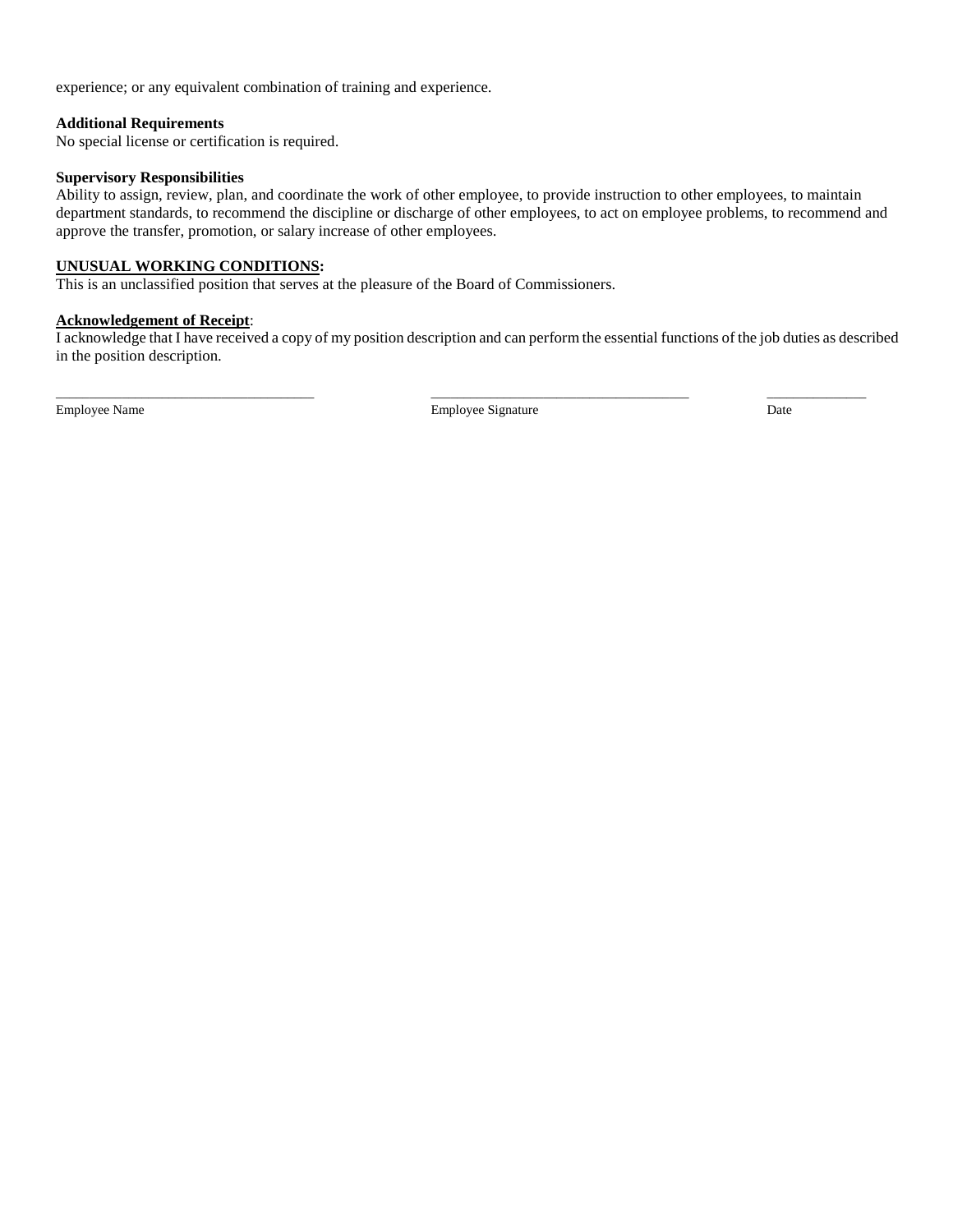experience; or any equivalent combination of training and experience.

**Additional Requirements**
No special license or certification is required.

**Supervisory Responsibilities**
Ability to assign, review, plan, and coordinate the work of other employee, to provide instruction to other employees, to maintain department standards, to recommend the discipline or discharge of other employees, to act on employee problems, to recommend and approve the transfer, promotion, or salary increase of other employees.

**UNUSUAL WORKING CONDITIONS:**
This is an unclassified position that serves at the pleasure of the Board of Commissioners.

**Acknowledgement of Receipt**:
I acknowledge that I have received a copy of my position description and can perform the essential functions of the job duties as described in the position description.

| | | |
|---|---|---|
| ____________________________________ | ____________________________________ | ______________ |
| Employee Name | Employee Signature | Date |